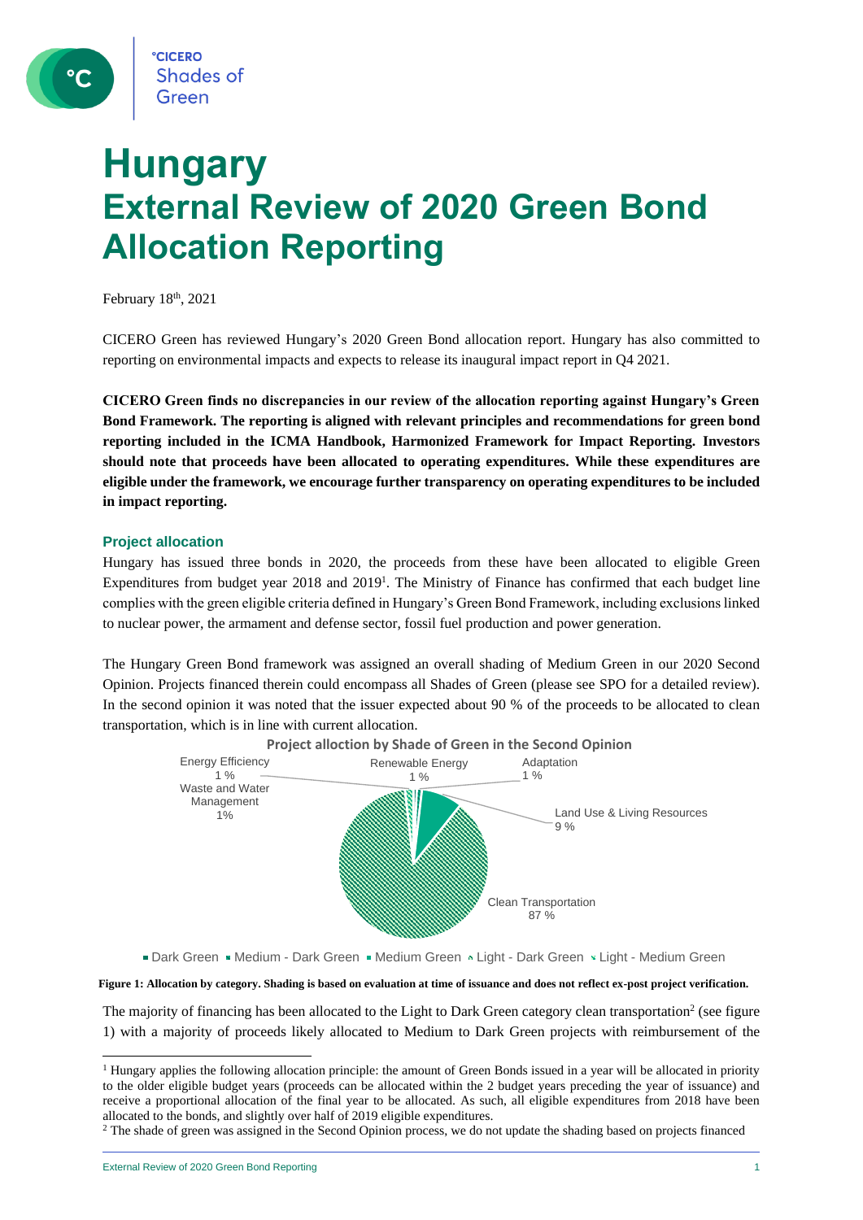# Hungary
# External Review of 2020 Green Bond Allocation Reporting

February 18th, 2021

CICERO Green has reviewed Hungary's 2020 Green Bond allocation report. Hungary has also committed to reporting on environmental impacts and expects to release its inaugural impact report in Q4 2021.

**CICERO Green finds no discrepancies in our review of the allocation reporting against Hungary's Green Bond Framework. The reporting is aligned with relevant principles and recommendations for green bond reporting included in the ICMA Handbook, Harmonized Framework for Impact Reporting. Investors should note that proceeds have been allocated to operating expenditures. While these expenditures are eligible under the framework, we encourage further transparency on operating expenditures to be included in impact reporting.**

### Project allocation

Hungary has issued three bonds in 2020, the proceeds from these have been allocated to eligible Green Expenditures from budget year 2018 and 2019[1]. The Ministry of Finance has confirmed that each budget line complies with the green eligible criteria defined in Hungary's Green Bond Framework, including exclusions linked to nuclear power, the armament and defense sector, fossil fuel production and power generation.

The Hungary Green Bond framework was assigned an overall shading of Medium Green in our 2020 Second Opinion. Projects financed therein could encompass all Shades of Green (please see SPO for a detailed review). In the second opinion it was noted that the issuer expected about 90 % of the proceeds to be allocated to clean transportation, which is in line with current allocation.

**Project allocation by Shade of Green in the Second Opinion**

- Energy Efficiency: 1 %
- Renewable Energy: 1 %
- Adaptation: 1 %
- Waste and Water Management: 1%
- Land Use & Living Resources: 9 %
- Clean Transportation: 87 %

Legend: Dark Green, Medium - Dark Green, Medium Green, Light - Dark Green, Light - Medium Green

**Figure 1: Allocation by category. Shading is based on evaluation at time of issuance and does not reflect ex-post project verification.**

The majority of financing has been allocated to the Light to Dark Green category clean transportation[2] (see figure 1) with a majority of proceeds likely allocated to Medium to Dark Green projects with reimbursement of the

[1] Hungary applies the following allocation principle: the amount of Green Bonds issued in a year will be allocated in priority to the older eligible budget years (proceeds can be allocated within the 2 budget years preceding the year of issuance) and receive a proportional allocation of the final year to be allocated. As such, all eligible expenditures from 2018 have been allocated to the bonds, and slightly over half of 2019 eligible expenditures.

[2] The shade of green was assigned in the Second Opinion process, we do not update the shading based on projects financed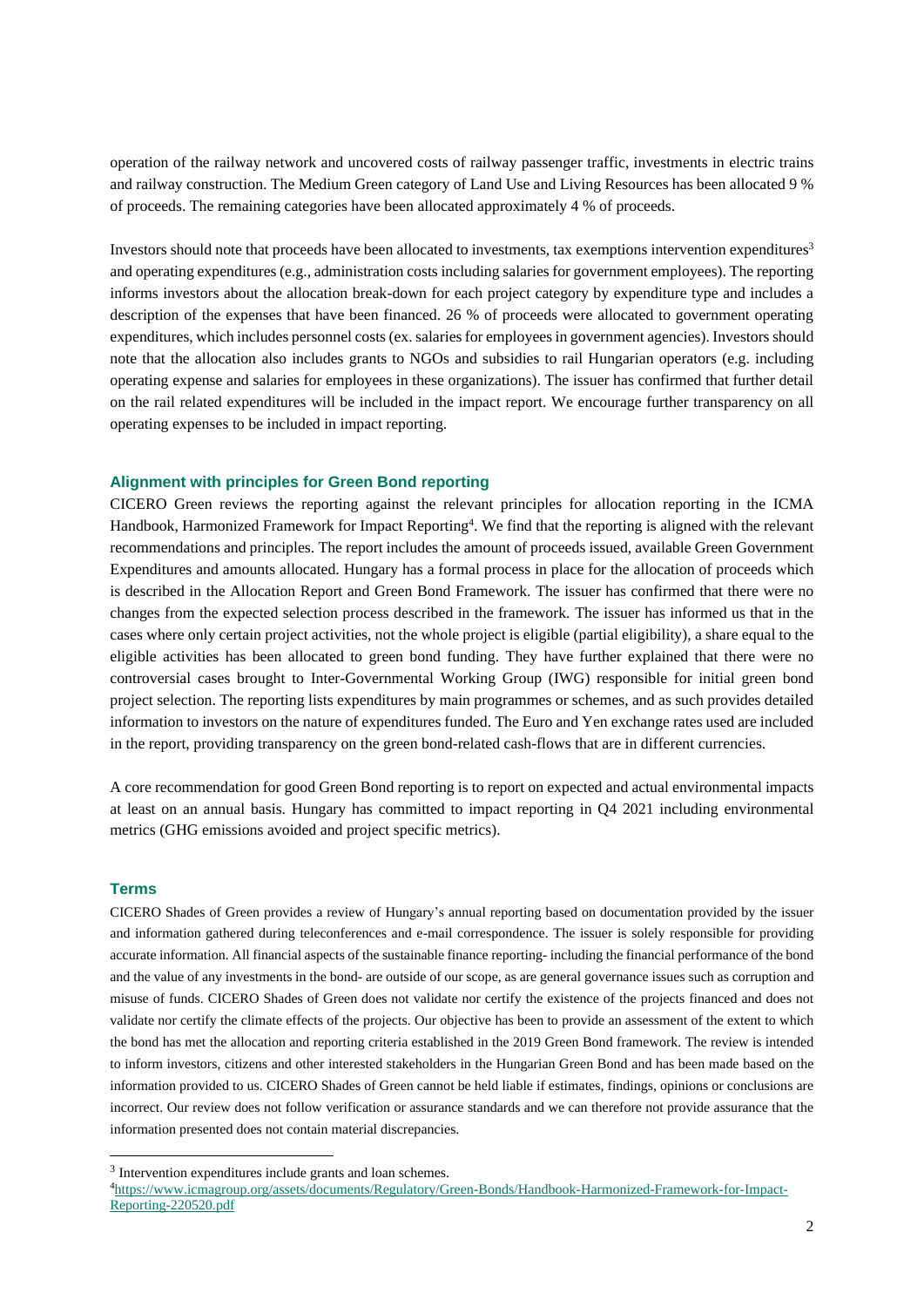operation of the railway network and uncovered costs of railway passenger traffic, investments in electric trains and railway construction. The Medium Green category of Land Use and Living Resources has been allocated 9 % of proceeds. The remaining categories have been allocated approximately 4 % of proceeds.

Investors should note that proceeds have been allocated to investments, tax exemptions intervention expenditures[3] and operating expenditures (e.g., administration costs including salaries for government employees). The reporting informs investors about the allocation break-down for each project category by expenditure type and includes a description of the expenses that have been financed. 26 % of proceeds were allocated to government operating expenditures, which includes personnel costs (ex. salaries for employees in government agencies). Investors should note that the allocation also includes grants to NGOs and subsidies to rail Hungarian operators (e.g. including operating expense and salaries for employees in these organizations). The issuer has confirmed that further detail on the rail related expenditures will be included in the impact report. We encourage further transparency on all operating expenses to be included in impact reporting.

### Alignment with principles for Green Bond reporting

CICERO Green reviews the reporting against the relevant principles for allocation reporting in the ICMA Handbook, Harmonized Framework for Impact Reporting[4]. We find that the reporting is aligned with the relevant recommendations and principles. The report includes the amount of proceeds issued, available Green Government Expenditures and amounts allocated. Hungary has a formal process in place for the allocation of proceeds which is described in the Allocation Report and Green Bond Framework. The issuer has confirmed that there were no changes from the expected selection process described in the framework. The issuer has informed us that in the cases where only certain project activities, not the whole project is eligible (partial eligibility), a share equal to the eligible activities has been allocated to green bond funding. They have further explained that there were no controversial cases brought to Inter-Governmental Working Group (IWG) responsible for initial green bond project selection. The reporting lists expenditures by main programmes or schemes, and as such provides detailed information to investors on the nature of expenditures funded. The Euro and Yen exchange rates used are included in the report, providing transparency on the green bond-related cash-flows that are in different currencies.

A core recommendation for good Green Bond reporting is to report on expected and actual environmental impacts at least on an annual basis. Hungary has committed to impact reporting in Q4 2021 including environmental metrics (GHG emissions avoided and project specific metrics).

### Terms

CICERO Shades of Green provides a review of Hungary's annual reporting based on documentation provided by the issuer and information gathered during teleconferences and e-mail correspondence. The issuer is solely responsible for providing accurate information. All financial aspects of the sustainable finance reporting- including the financial performance of the bond and the value of any investments in the bond- are outside of our scope, as are general governance issues such as corruption and misuse of funds. CICERO Shades of Green does not validate nor certify the existence of the projects financed and does not validate nor certify the climate effects of the projects. Our objective has been to provide an assessment of the extent to which the bond has met the allocation and reporting criteria established in the 2019 Green Bond framework. The review is intended to inform investors, citizens and other interested stakeholders in the Hungarian Green Bond and has been made based on the information provided to us. CICERO Shades of Green cannot be held liable if estimates, findings, opinions or conclusions are incorrect. Our review does not follow verification or assurance standards and we can therefore not provide assurance that the information presented does not contain material discrepancies.

---

[3] Intervention expenditures include grants and loan schemes.

[4] https://www.icmagroup.org/assets/documents/Regulatory/Green-Bonds/Handbook-Harmonized-Framework-for-Impact-Reporting-220520.pdf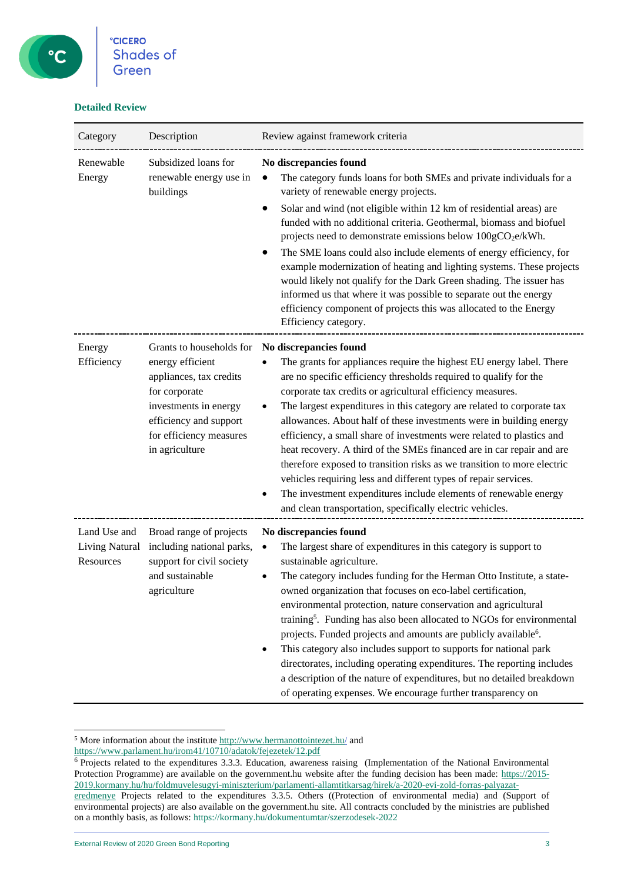### Detailed Review

| Category | Description | Review against framework criteria |
|---|---|---|
| Renewable Energy | Subsidized loans for renewable energy use in buildings | **No discrepancies found**<br>• The category funds loans for both SMEs and private individuals for a variety of renewable energy projects.<br>• Solar and wind (not eligible within 12 km of residential areas) are funded with no additional criteria. Geothermal, biomass and biofuel projects need to demonstrate emissions below 100g$CO_2$e/kWh.<br>• The SME loans could also include elements of energy efficiency, for example modernization of heating and lighting systems. These projects would likely not qualify for the Dark Green shading. The issuer has informed us that where it was possible to separate out the energy efficiency component of projects this was allocated to the Energy Efficiency category. |
| Energy Efficiency | Grants to households for energy efficient appliances, tax credits for corporate investments in energy efficiency and support for efficiency measures in agriculture | **No discrepancies found**<br>• The grants for appliances require the highest EU energy label. There are no specific efficiency thresholds required to qualify for the corporate tax credits or agricultural efficiency measures.<br>• The largest expenditures in this category are related to corporate tax allowances. About half of these investments were in building energy efficiency, a small share of investments were related to plastics and heat recovery. A third of the SMEs financed are in car repair and are therefore exposed to transition risks as we transition to more electric vehicles requiring less and different types of repair services.<br>• The investment expenditures include elements of renewable energy and clean transportation, specifically electric vehicles. |
| Land Use and Living Natural Resources | Broad range of projects including national parks, support for civil society and sustainable agriculture | **No discrepancies found**<br>• The largest share of expenditures in this category is support to sustainable agriculture.<br>• The category includes funding for the Herman Otto Institute, a state-owned organization that focuses on eco-label certification, environmental protection, nature conservation and agricultural training[5]. Funding has also been allocated to NGOs for environmental projects. Funded projects and amounts are publicly available[6].<br>• This category also includes support to supports for national park directorates, including operating expenditures. The reporting includes a description of the nature of expenditures, but no detailed breakdown of operating expenses. We encourage further transparency on |

[5] More information about the institute http://www.hermanottointezet.hu/ and https://www.parlament.hu/irom41/10710/adatok/fejezetek/12.pdf

[6] Projects related to the expenditures 3.3.3. Education, awareness raising (Implementation of the National Environmental Protection Programme) are available on the government.hu website after the funding decision has been made: https://2015-2019.kormany.hu/hu/foldmuvelesugyi-miniszterium/parlamenti-allamtitkarsag/hirek/a-2020-evi-zold-forras-palyazat-eredmenye Projects related to the expenditures 3.3.5. Others ((Protection of environmental media) and (Support of environmental projects) are also available on the government.hu site. All contracts concluded by the ministries are published on a monthly basis, as follows: https://kormany.hu/dokumentumtar/szerzodesek-2022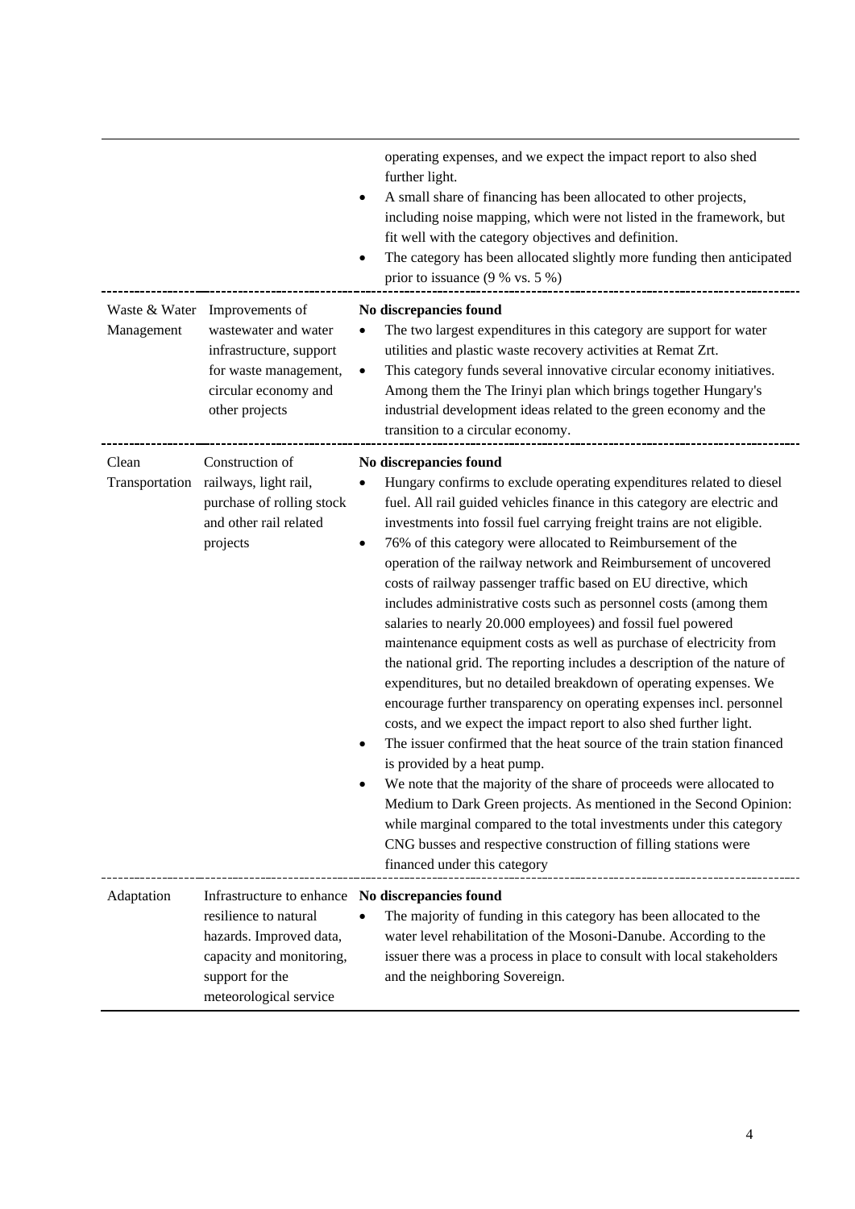| | | |
|---|---|---|
| | | operating expenses, and we expect the impact report to also shed further light.<br>• A small share of financing has been allocated to other projects, including noise mapping, which were not listed in the framework, but fit well with the category objectives and definition.<br>• The category has been allocated slightly more funding then anticipated prior to issuance (9 % vs. 5 %) |
| Waste & Water Management | Improvements of wastewater and water infrastructure, support for waste management, circular economy and other projects | **No discrepancies found**<br>• The two largest expenditures in this category are support for water utilities and plastic waste recovery activities at Remat Zrt.<br>• This category funds several innovative circular economy initiatives. Among them the The Irinyi plan which brings together Hungary's industrial development ideas related to the green economy and the transition to a circular economy. |
| Clean Transportation | Construction of railways, light rail, purchase of rolling stock and other rail related projects | **No discrepancies found**<br>• Hungary confirms to exclude operating expenditures related to diesel fuel. All rail guided vehicles finance in this category are electric and investments into fossil fuel carrying freight trains are not eligible.<br>• 76% of this category were allocated to Reimbursement of the operation of the railway network and Reimbursement of uncovered costs of railway passenger traffic based on EU directive, which includes administrative costs such as personnel costs (among them salaries to nearly 20.000 employees) and fossil fuel powered maintenance equipment costs as well as purchase of electricity from the national grid. The reporting includes a description of the nature of expenditures, but no detailed breakdown of operating expenses. We encourage further transparency on operating expenses incl. personnel costs, and we expect the impact report to also shed further light.<br>• The issuer confirmed that the heat source of the train station financed is provided by a heat pump.<br>• We note that the majority of the share of proceeds were allocated to Medium to Dark Green projects. As mentioned in the Second Opinion: while marginal compared to the total investments under this category CNG busses and respective construction of filling stations were financed under this category |
| Adaptation | Infrastructure to enhance resilience to natural hazards. Improved data, capacity and monitoring, support for the meteorological service | **No discrepancies found**<br>• The majority of funding in this category has been allocated to the water level rehabilitation of the Mosoni-Danube. According to the issuer there was a process in place to consult with local stakeholders and the neighboring Sovereign. |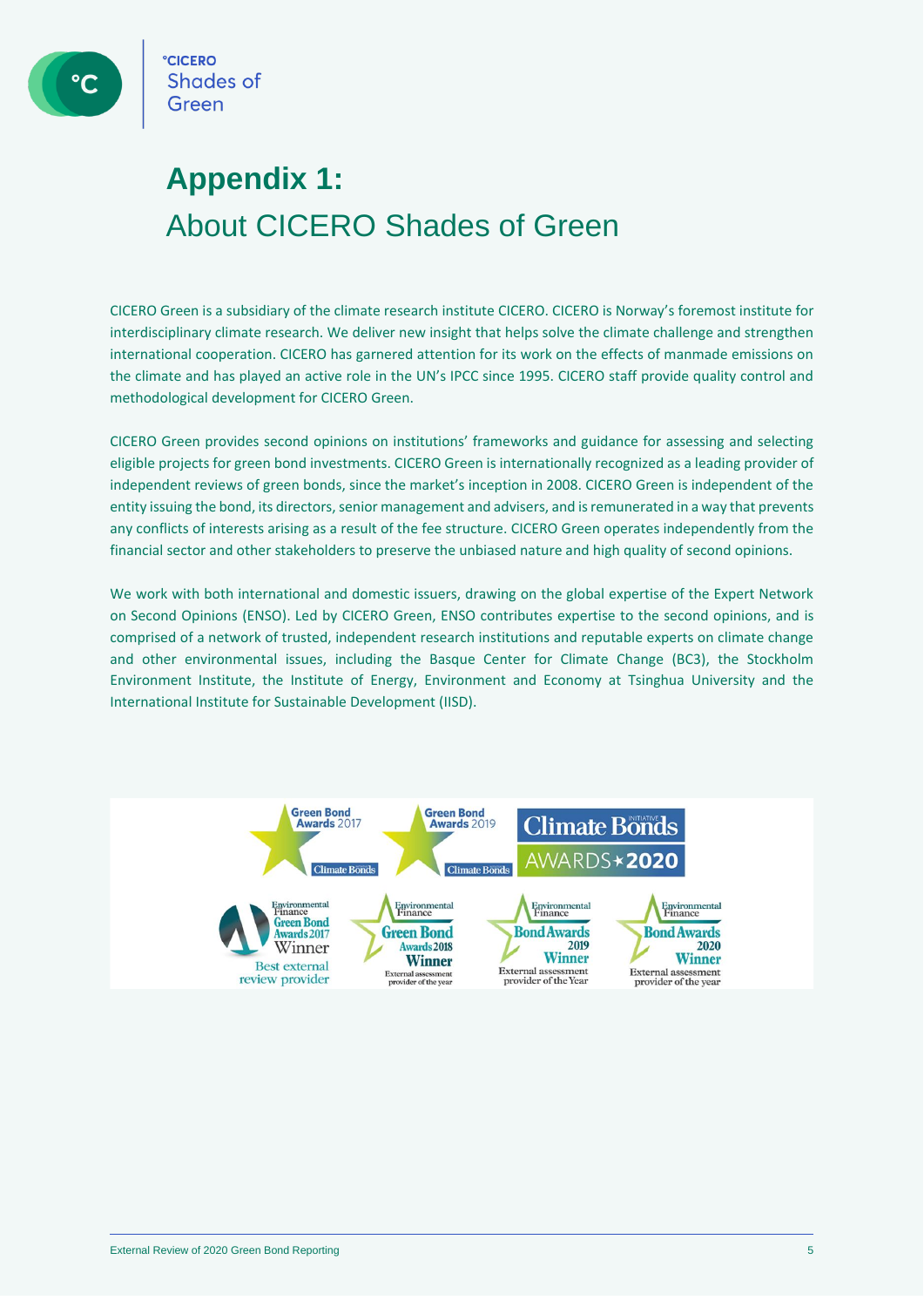# Appendix 1: About CICERO Shades of Green

CICERO Green is a subsidiary of the climate research institute CICERO. CICERO is Norway's foremost institute for interdisciplinary climate research. We deliver new insight that helps solve the climate challenge and strengthen international cooperation. CICERO has garnered attention for its work on the effects of manmade emissions on the climate and has played an active role in the UN's IPCC since 1995. CICERO staff provide quality control and methodological development for CICERO Green.

CICERO Green provides second opinions on institutions' frameworks and guidance for assessing and selecting eligible projects for green bond investments. CICERO Green is internationally recognized as a leading provider of independent reviews of green bonds, since the market's inception in 2008. CICERO Green is independent of the entity issuing the bond, its directors, senior management and advisers, and is remunerated in a way that prevents any conflicts of interests arising as a result of the fee structure. CICERO Green operates independently from the financial sector and other stakeholders to preserve the unbiased nature and high quality of second opinions.

We work with both international and domestic issuers, drawing on the global expertise of the Expert Network on Second Opinions (ENSO). Led by CICERO Green, ENSO contributes expertise to the second opinions, and is comprised of a network of trusted, independent research institutions and reputable experts on climate change and other environmental issues, including the Basque Center for Climate Change (BC3), the Stockholm Environment Institute, the Institute of Energy, Environment and Economy at Tsinghua University and the International Institute for Sustainable Development (IISD).